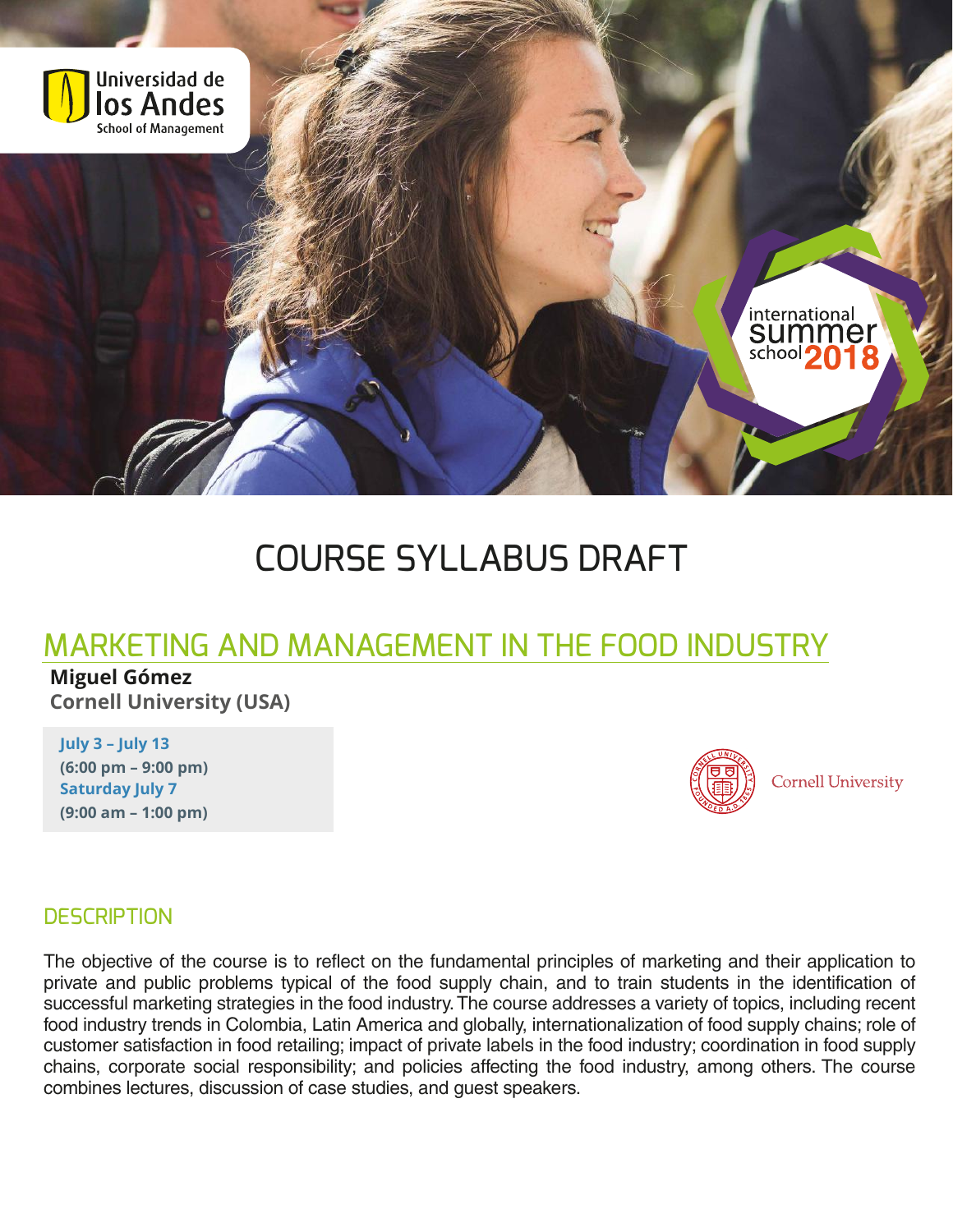Universidad de los Andes
School of Management

international summer school 2018

# COURSE SYLLABUS DRAFT

## MARKETING AND MANAGEMENT IN THE FOOD INDUSTRY

**Miguel Gómez**
**Cornell University (USA)**

**July 3 – July 13**
**(6:00 pm – 9:00 pm)**
**Saturday July 7**
**(9:00 am – 1:00 pm)**

Cornell University

### DESCRIPTION

The objective of the course is to reflect on the fundamental principles of marketing and their application to private and public problems typical of the food supply chain, and to train students in the identification of successful marketing strategies in the food industry. The course addresses a variety of topics, including recent food industry trends in Colombia, Latin America and globally, internationalization of food supply chains; role of customer satisfaction in food retailing; impact of private labels in the food industry; coordination in food supply chains, corporate social responsibility; and policies affecting the food industry, among others. The course combines lectures, discussion of case studies, and guest speakers.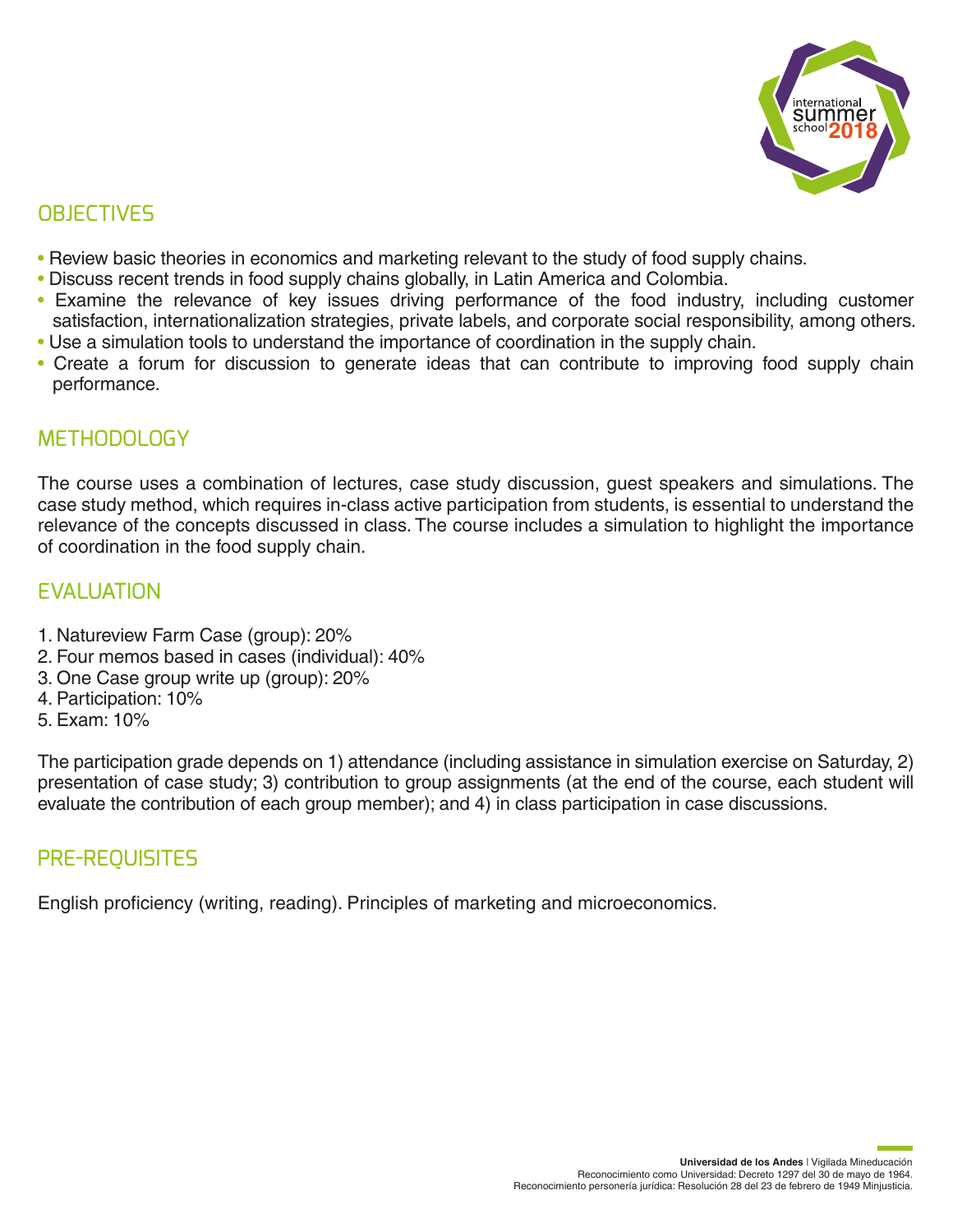## OBJECTIVES

- Review basic theories in economics and marketing relevant to the study of food supply chains.
- Discuss recent trends in food supply chains globally, in Latin America and Colombia.
- Examine the relevance of key issues driving performance of the food industry, including customer satisfaction, internationalization strategies, private labels, and corporate social responsibility, among others.
- Use a simulation tools to understand the importance of coordination in the supply chain.
- Create a forum for discussion to generate ideas that can contribute to improving food supply chain performance.

## METHODOLOGY

The course uses a combination of lectures, case study discussion, guest speakers and simulations. The case study method, which requires in-class active participation from students, is essential to understand the relevance of the concepts discussed in class. The course includes a simulation to highlight the importance of coordination in the food supply chain.

## EVALUATION

1. Natureview Farm Case (group): 20%
2. Four memos based in cases (individual): 40%
3. One Case group write up (group): 20%
4. Participation: 10%
5. Exam: 10%

The participation grade depends on 1) attendance (including assistance in simulation exercise on Saturday, 2) presentation of case study; 3) contribution to group assignments (at the end of the course, each student will evaluate the contribution of each group member); and 4) in class participation in case discussions.

## PRE-REQUISITES

English proficiency (writing, reading). Principles of marketing and microeconomics.